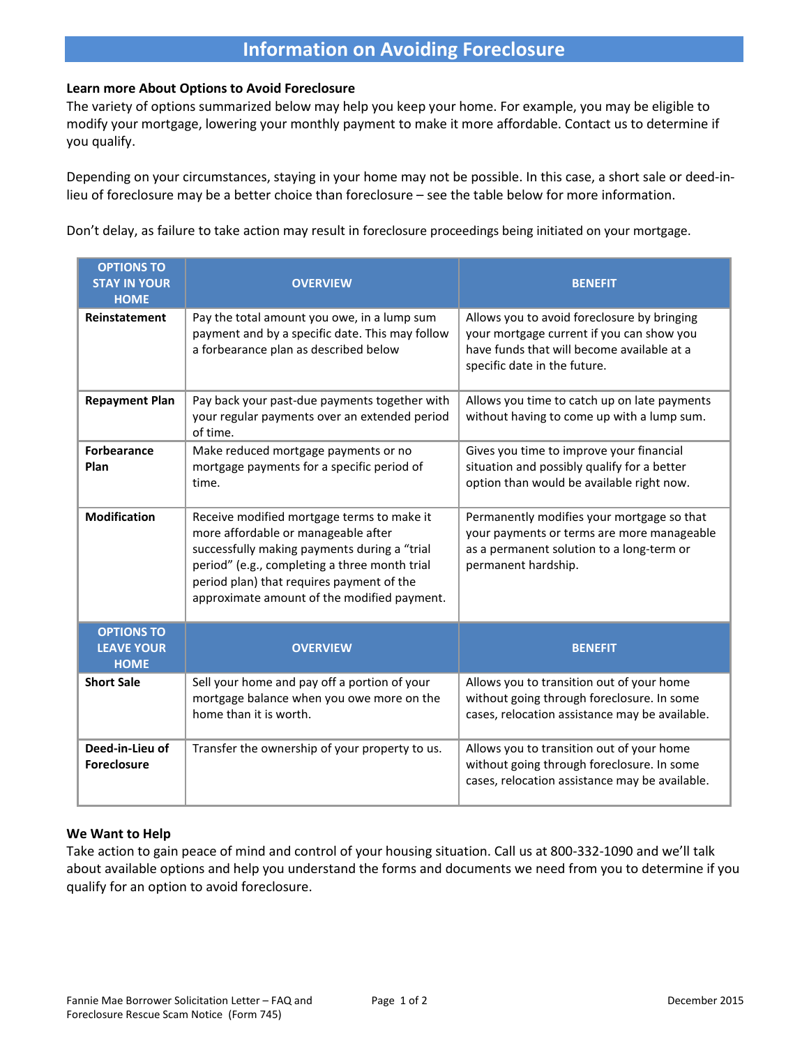# Information on Avoiding Foreclosure

**Learn more About Options to Avoid Foreclosure**

The variety of options summarized below may help you keep your home. For example, you may be eligible to modify your mortgage, lowering your monthly payment to make it more affordable. Contact us to determine if you qualify.

Depending on your circumstances, staying in your home may not be possible. In this case, a short sale or deed-in-lieu of foreclosure may be a better choice than foreclosure – see the table below for more information.

Don't delay, as failure to take action may result in foreclosure proceedings being initiated on your mortgage.

| OPTIONS TO STAY IN YOUR HOME | OVERVIEW | BENEFIT |
|---|---|---|
| **Reinstatement** | Pay the total amount you owe, in a lump sum payment and by a specific date. This may follow a forbearance plan as described below | Allows you to avoid foreclosure by bringing your mortgage current if you can show you have funds that will become available at a specific date in the future. |
| **Repayment Plan** | Pay back your past-due payments together with your regular payments over an extended period of time. | Allows you time to catch up on late payments without having to come up with a lump sum. |
| **Forbearance Plan** | Make reduced mortgage payments or no mortgage payments for a specific period of time. | Gives you time to improve your financial situation and possibly qualify for a better option than would be available right now. |
| **Modification** | Receive modified mortgage terms to make it more affordable or manageable after successfully making payments during a "trial period" (e.g., completing a three month trial period plan) that requires payment of the approximate amount of the modified payment. | Permanently modifies your mortgage so that your payments or terms are more manageable as a permanent solution to a long-term or permanent hardship. |
| **OPTIONS TO LEAVE YOUR HOME** | **OVERVIEW** | **BENEFIT** |
| **Short Sale** | Sell your home and pay off a portion of your mortgage balance when you owe more on the home than it is worth. | Allows you to transition out of your home without going through foreclosure. In some cases, relocation assistance may be available. |
| **Deed-in-Lieu of Foreclosure** | Transfer the ownership of your property to us. | Allows you to transition out of your home without going through foreclosure. In some cases, relocation assistance may be available. |

**We Want to Help**

Take action to gain peace of mind and control of your housing situation. Call us at 800-332-1090 and we'll talk about available options and help you understand the forms and documents we need from you to determine if you qualify for an option to avoid foreclosure.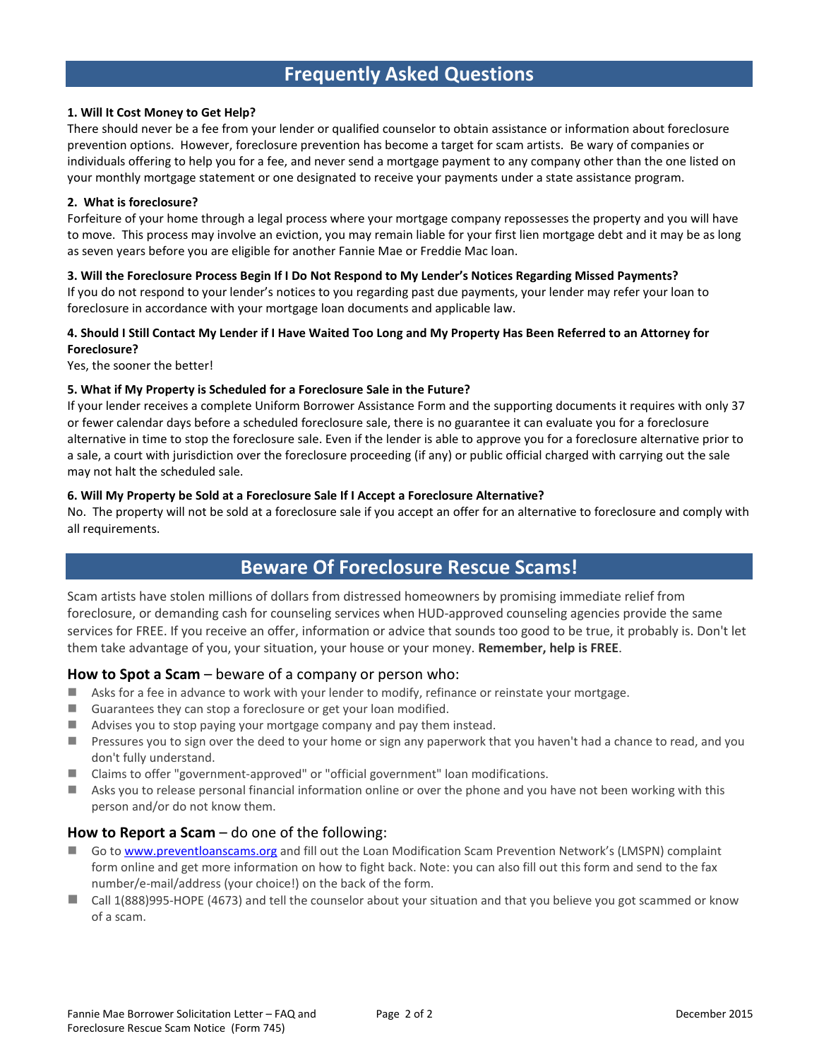## Frequently Asked Questions

**1. Will It Cost Money to Get Help?**

There should never be a fee from your lender or qualified counselor to obtain assistance or information about foreclosure prevention options. However, foreclosure prevention has become a target for scam artists. Be wary of companies or individuals offering to help you for a fee, and never send a mortgage payment to any company other than the one listed on your monthly mortgage statement or one designated to receive your payments under a state assistance program.

**2. What is foreclosure?**

Forfeiture of your home through a legal process where your mortgage company repossesses the property and you will have to move. This process may involve an eviction, you may remain liable for your first lien mortgage debt and it may be as long as seven years before you are eligible for another Fannie Mae or Freddie Mac loan.

**3. Will the Foreclosure Process Begin If I Do Not Respond to My Lender's Notices Regarding Missed Payments?**

If you do not respond to your lender's notices to you regarding past due payments, your lender may refer your loan to foreclosure in accordance with your mortgage loan documents and applicable law.

**4. Should I Still Contact My Lender if I Have Waited Too Long and My Property Has Been Referred to an Attorney for Foreclosure?**

Yes, the sooner the better!

**5. What if My Property is Scheduled for a Foreclosure Sale in the Future?**

If your lender receives a complete Uniform Borrower Assistance Form and the supporting documents it requires with only 37 or fewer calendar days before a scheduled foreclosure sale, there is no guarantee it can evaluate you for a foreclosure alternative in time to stop the foreclosure sale. Even if the lender is able to approve you for a foreclosure alternative prior to a sale, a court with jurisdiction over the foreclosure proceeding (if any) or public official charged with carrying out the sale may not halt the scheduled sale.

**6. Will My Property be Sold at a Foreclosure Sale If I Accept a Foreclosure Alternative?**

No. The property will not be sold at a foreclosure sale if you accept an offer for an alternative to foreclosure and comply with all requirements.

## Beware Of Foreclosure Rescue Scams!

Scam artists have stolen millions of dollars from distressed homeowners by promising immediate relief from foreclosure, or demanding cash for counseling services when HUD-approved counseling agencies provide the same services for FREE. If you receive an offer, information or advice that sounds too good to be true, it probably is. Don't let them take advantage of you, your situation, your house or your money. **Remember, help is FREE**.

### How to Spot a Scam – beware of a company or person who:

- Asks for a fee in advance to work with your lender to modify, refinance or reinstate your mortgage.
- Guarantees they can stop a foreclosure or get your loan modified.
- Advises you to stop paying your mortgage company and pay them instead.
- Pressures you to sign over the deed to your home or sign any paperwork that you haven't had a chance to read, and you don't fully understand.
- Claims to offer "government-approved" or "official government" loan modifications.
- Asks you to release personal financial information online or over the phone and you have not been working with this person and/or do not know them.

### How to Report a Scam – do one of the following:

- Go to [www.preventloanscams.org](http://www.preventloanscams.org) and fill out the Loan Modification Scam Prevention Network's (LMSPN) complaint form online and get more information on how to fight back. Note: you can also fill out this form and send to the fax number/e-mail/address (your choice!) on the back of the form.
- Call 1(888)995-HOPE (4673) and tell the counselor about your situation and that you believe you got scammed or know of a scam.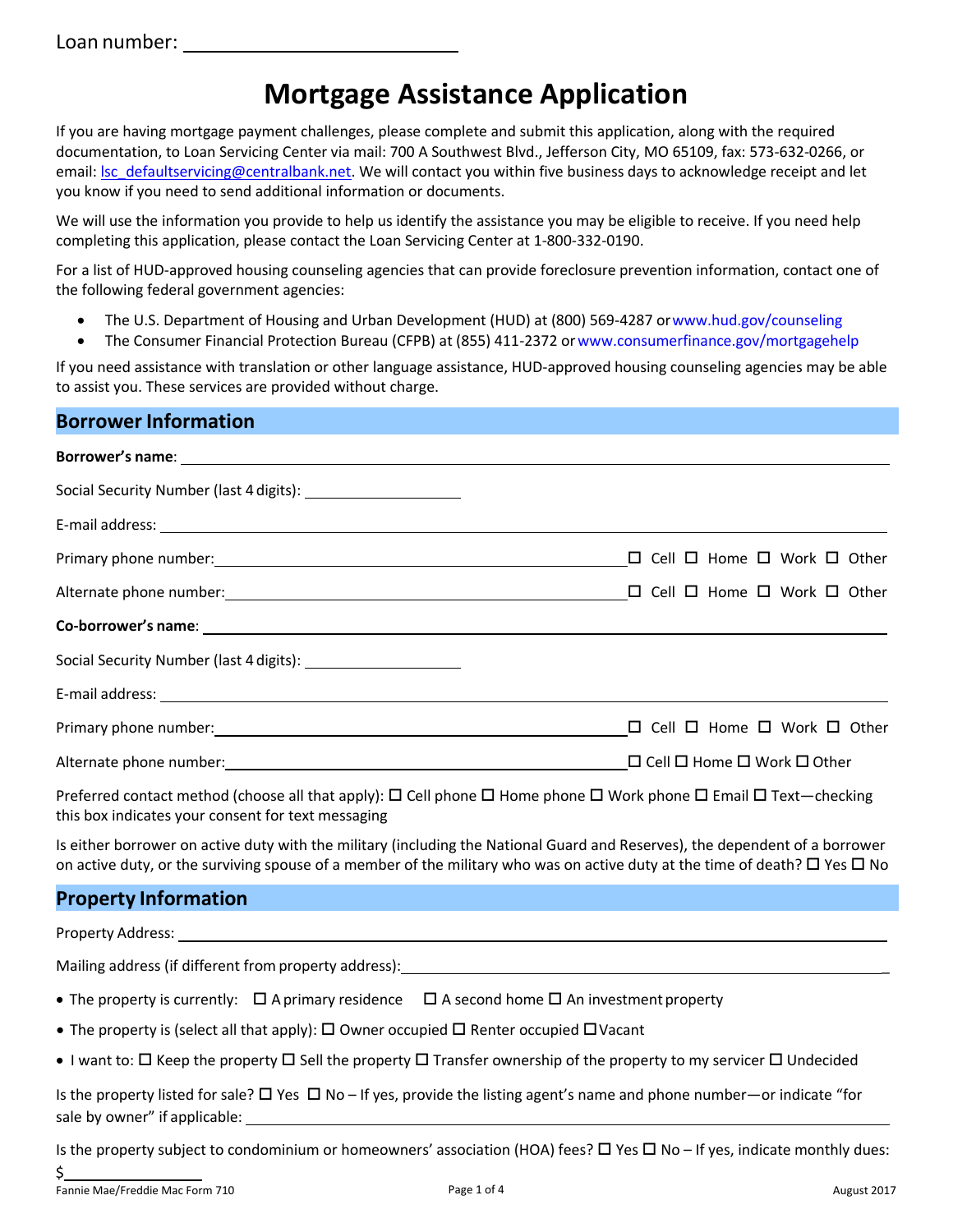Loan number: ______________________________

# Mortgage Assistance Application

If you are having mortgage payment challenges, please complete and submit this application, along with the required documentation, to Loan Servicing Center via mail: 700 A Southwest Blvd., Jefferson City, MO 65109, fax: 573-632-0266, or email: lsc_defaultservicing@centralbank.net. We will contact you within five business days to acknowledge receipt and let you know if you need to send additional information or documents.

We will use the information you provide to help us identify the assistance you may be eligible to receive. If you need help completing this application, please contact the Loan Servicing Center at 1-800-332-0190.

For a list of HUD-approved housing counseling agencies that can provide foreclosure prevention information, contact one of the following federal government agencies:

- The U.S. Department of Housing and Urban Development (HUD) at (800) 569-4287 or www.hud.gov/counseling
- The Consumer Financial Protection Bureau (CFPB) at (855) 411-2372 or www.consumerfinance.gov/mortgagehelp

If you need assistance with translation or other language assistance, HUD-approved housing counseling agencies may be able to assist you. These services are provided without charge.

## Borrower Information

**Borrower's name**: ______________________________

Social Security Number (last 4 digits): ____________

E-mail address: ______________________________

Primary phone number: ______________________________ ☐ Cell ☐ Home ☐ Work ☐ Other

Alternate phone number: ______________________________ ☐ Cell ☐ Home ☐ Work ☐ Other

**Co-borrower's name**: ______________________________

Social Security Number (last 4 digits): ____________

E-mail address: ______________________________

Primary phone number: ______________________________ ☐ Cell ☐ Home ☐ Work ☐ Other

Alternate phone number: ______________________________ ☐ Cell ☐ Home ☐ Work ☐ Other

Preferred contact method (choose all that apply): ☐ Cell phone ☐ Home phone ☐ Work phone ☐ Email ☐ Text—checking this box indicates your consent for text messaging

Is either borrower on active duty with the military (including the National Guard and Reserves), the dependent of a borrower on active duty, or the surviving spouse of a member of the military who was on active duty at the time of death? ☐ Yes ☐ No

## Property Information

Property Address: ______________________________

Mailing address (if different from property address): ______________________________

- The property is currently: ☐ A primary residence ☐ A second home ☐ An investment property
- The property is (select all that apply): ☐ Owner occupied ☐ Renter occupied ☐ Vacant
- I want to: ☐ Keep the property ☐ Sell the property ☐ Transfer ownership of the property to my servicer ☐ Undecided

Is the property listed for sale? ☐ Yes ☐ No – If yes, provide the listing agent's name and phone number—or indicate "for sale by owner" if applicable: ______________________________

Is the property subject to condominium or homeowners' association (HOA) fees? ☐ Yes ☐ No – If yes, indicate monthly dues: $____________

Fannie Mae/Freddie Mac Form 710 August 2017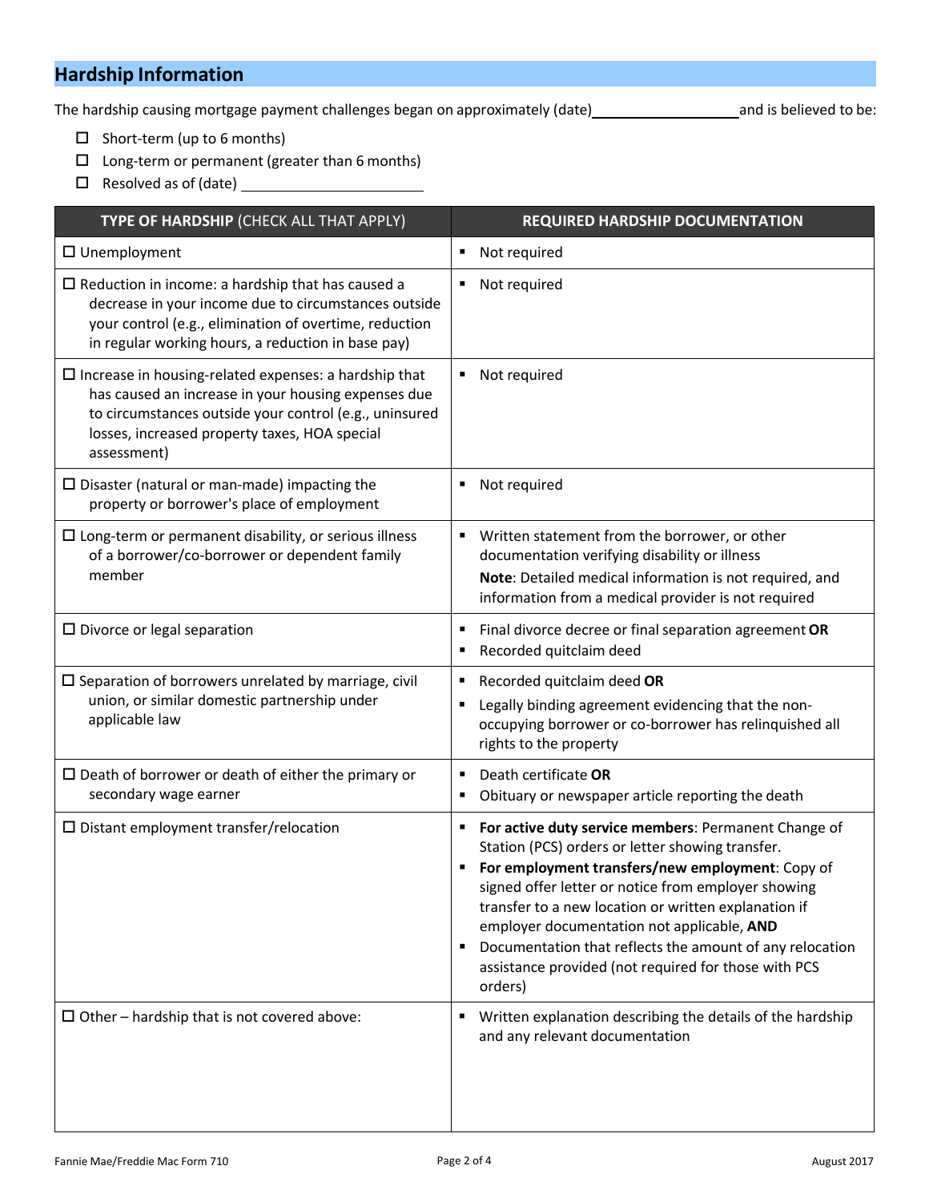## Hardship Information

The hardship causing mortgage payment challenges began on approximately (date)\_\_\_\_\_\_\_\_\_\_\_\_\_\_\_\_\_\_ and is believed to be:

- ☐ Short-term (up to 6 months)
- ☐ Long-term or permanent (greater than 6 months)
- ☐ Resolved as of (date) \_\_\_\_\_\_\_\_\_\_\_\_\_\_\_\_\_\_\_\_\_\_

| **TYPE OF HARDSHIP** (CHECK ALL THAT APPLY) | **REQUIRED HARDSHIP DOCUMENTATION** |
|---|---|
| ☐ Unemployment | ▪ Not required |
| ☐ Reduction in income: a hardship that has caused a decrease in your income due to circumstances outside your control (e.g., elimination of overtime, reduction in regular working hours, a reduction in base pay) | ▪ Not required |
| ☐ Increase in housing-related expenses: a hardship that has caused an increase in your housing expenses due to circumstances outside your control (e.g., uninsured losses, increased property taxes, HOA special assessment) | ▪ Not required |
| ☐ Disaster (natural or man-made) impacting the property or borrower's place of employment | ▪ Not required |
| ☐ Long-term or permanent disability, or serious illness of a borrower/co-borrower or dependent family member | ▪ Written statement from the borrower, or other documentation verifying disability or illness<br>**Note**: Detailed medical information is not required, and information from a medical provider is not required |
| ☐ Divorce or legal separation | ▪ Final divorce decree or final separation agreement **OR**<br>▪ Recorded quitclaim deed |
| ☐ Separation of borrowers unrelated by marriage, civil union, or similar domestic partnership under applicable law | ▪ Recorded quitclaim deed **OR**<br>▪ Legally binding agreement evidencing that the non-occupying borrower or co-borrower has relinquished all rights to the property |
| ☐ Death of borrower or death of either the primary or secondary wage earner | ▪ Death certificate **OR**<br>▪ Obituary or newspaper article reporting the death |
| ☐ Distant employment transfer/relocation | ▪ **For active duty service members**: Permanent Change of Station (PCS) orders or letter showing transfer.<br>▪ **For employment transfers/new employment**: Copy of signed offer letter or notice from employer showing transfer to a new location or written explanation if employer documentation not applicable, **AND**<br>▪ Documentation that reflects the amount of any relocation assistance provided (not required for those with PCS orders) |
| ☐ Other – hardship that is not covered above: | ▪ Written explanation describing the details of the hardship and any relevant documentation |

Fannie Mae/Freddie Mac Form 710 August 2017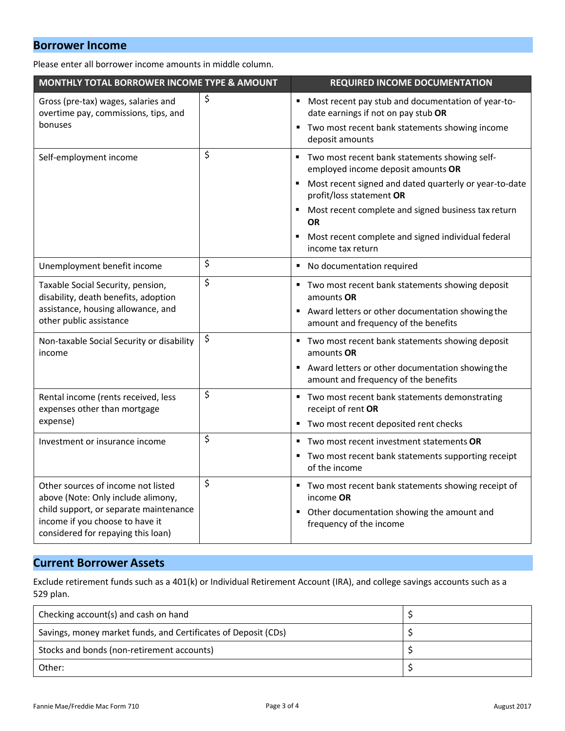## Borrower Income

Please enter all borrower income amounts in middle column.

| MONTHLY TOTAL BORROWER INCOME TYPE & AMOUNT | | REQUIRED INCOME DOCUMENTATION |
|---|---|---|
| Gross (pre-tax) wages, salaries and overtime pay, commissions, tips, and bonuses | $ | ▪ Most recent pay stub and documentation of year-to-date earnings if not on pay stub **OR**<br>▪ Two most recent bank statements showing income deposit amounts |
| Self-employment income | $ | ▪ Two most recent bank statements showing self-employed income deposit amounts **OR**<br>▪ Most recent signed and dated quarterly or year-to-date profit/loss statement **OR**<br>▪ Most recent complete and signed business tax return **OR**<br>▪ Most recent complete and signed individual federal income tax return |
| Unemployment benefit income | $ | ▪ No documentation required |
| Taxable Social Security, pension, disability, death benefits, adoption assistance, housing allowance, and other public assistance | $ | ▪ Two most recent bank statements showing deposit amounts **OR**<br>▪ Award letters or other documentation showing the amount and frequency of the benefits |
| Non-taxable Social Security or disability income | $ | ▪ Two most recent bank statements showing deposit amounts **OR**<br>▪ Award letters or other documentation showing the amount and frequency of the benefits |
| Rental income (rents received, less expenses other than mortgage expense) | $ | ▪ Two most recent bank statements demonstrating receipt of rent **OR**<br>▪ Two most recent deposited rent checks |
| Investment or insurance income | $ | ▪ Two most recent investment statements **OR**<br>▪ Two most recent bank statements supporting receipt of the income |
| Other sources of income not listed above (Note: Only include alimony, child support, or separate maintenance income if you choose to have it considered for repaying this loan) | $ | ▪ Two most recent bank statements showing receipt of income **OR**<br>▪ Other documentation showing the amount and frequency of the income |

## Current Borrower Assets

Exclude retirement funds such as a 401(k) or Individual Retirement Account (IRA), and college savings accounts such as a 529 plan.

| | |
|---|---|
| Checking account(s) and cash on hand | $ |
| Savings, money market funds, and Certificates of Deposit (CDs) | $ |
| Stocks and bonds (non-retirement accounts) | $ |
| Other: | $ |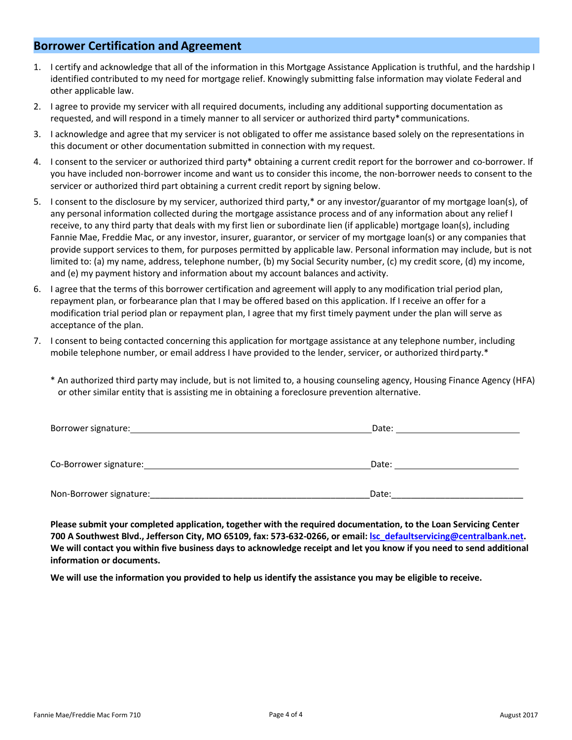## Borrower Certification and Agreement

1. I certify and acknowledge that all of the information in this Mortgage Assistance Application is truthful, and the hardship I identified contributed to my need for mortgage relief. Knowingly submitting false information may violate Federal and other applicable law.
2. I agree to provide my servicer with all required documents, including any additional supporting documentation as requested, and will respond in a timely manner to all servicer or authorized third party* communications.
3. I acknowledge and agree that my servicer is not obligated to offer me assistance based solely on the representations in this document or other documentation submitted in connection with my request.
4. I consent to the servicer or authorized third party* obtaining a current credit report for the borrower and co-borrower. If you have included non-borrower income and want us to consider this income, the non-borrower needs to consent to the servicer or authorized third part obtaining a current credit report by signing below.
5. I consent to the disclosure by my servicer, authorized third party,* or any investor/guarantor of my mortgage loan(s), of any personal information collected during the mortgage assistance process and of any information about any relief I receive, to any third party that deals with my first lien or subordinate lien (if applicable) mortgage loan(s), including Fannie Mae, Freddie Mac, or any investor, insurer, guarantor, or servicer of my mortgage loan(s) or any companies that provide support services to them, for purposes permitted by applicable law. Personal information may include, but is not limited to: (a) my name, address, telephone number, (b) my Social Security number, (c) my credit score, (d) my income, and (e) my payment history and information about my account balances and activity.
6. I agree that the terms of this borrower certification and agreement will apply to any modification trial period plan, repayment plan, or forbearance plan that I may be offered based on this application. If I receive an offer for a modification trial period plan or repayment plan, I agree that my first timely payment under the plan will serve as acceptance of the plan.
7. I consent to being contacted concerning this application for mortgage assistance at any telephone number, including mobile telephone number, or email address I have provided to the lender, servicer, or authorized third party.*

\* An authorized third party may include, but is not limited to, a housing counseling agency, Housing Finance Agency (HFA) or other similar entity that is assisting me in obtaining a foreclosure prevention alternative.

Borrower signature:\_\_\_\_\_\_\_\_\_\_\_\_\_\_\_\_\_\_\_\_\_\_\_\_\_\_\_\_\_\_\_\_\_\_\_\_\_\_\_\_\_\_\_\_ Date:\_\_\_\_\_\_\_\_\_\_\_\_\_\_\_\_\_\_\_\_\_\_\_\_

Co-Borrower signature:\_\_\_\_\_\_\_\_\_\_\_\_\_\_\_\_\_\_\_\_\_\_\_\_\_\_\_\_\_\_\_\_\_\_\_\_\_\_\_\_\_ Date:\_\_\_\_\_\_\_\_\_\_\_\_\_\_\_\_\_\_\_\_\_\_\_\_

Non-Borrower signature:\_\_\_\_\_\_\_\_\_\_\_\_\_\_\_\_\_\_\_\_\_\_\_\_\_\_\_\_\_\_\_\_\_\_\_\_\_\_\_\_ Date:\_\_\_\_\_\_\_\_\_\_\_\_\_\_\_\_\_\_\_\_\_\_\_\_

**Please submit your completed application, together with the required documentation, to the Loan Servicing Center 700 A Southwest Blvd., Jefferson City, MO 65109, fax: 573-632-0266, or email: lsc_defaultservicing@centralbank.net. We will contact you within five business days to acknowledge receipt and let you know if you need to send additional information or documents.**

**We will use the information you provided to help us identify the assistance you may be eligible to receive.**

Fannie Mae/Freddie Mac Form 710 August 2017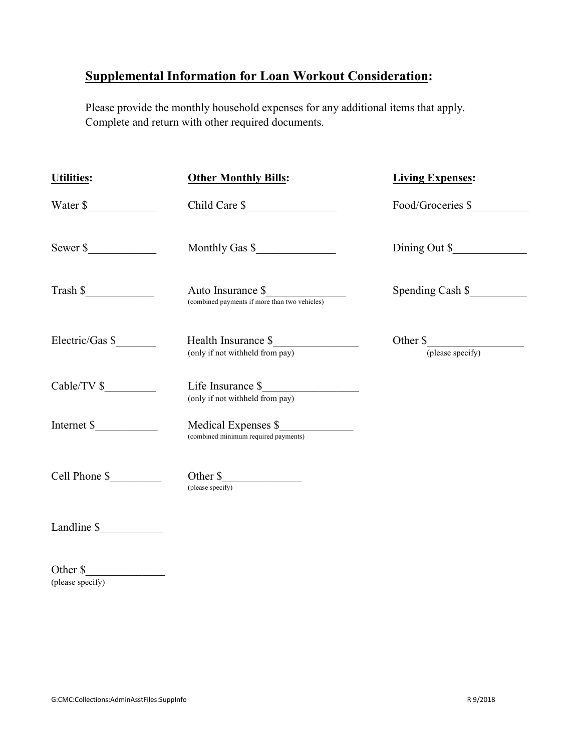## Supplemental Information for Loan Workout Consideration:

Please provide the monthly household expenses for any additional items that apply.
Complete and return with other required documents.

**Utilities:**

Water $____________

Sewer $____________

Trash $____________

Electric/Gas $_______

Cable/TV $_________

Internet $___________

Cell Phone $_________

Landline $___________

Other $______________
(please specify)

**Other Monthly Bills:**

Child Care $________________

Monthly Gas $______________

Auto Insurance $______________
(combined payments if more than two vehicles)

Health Insurance $_______________
(only if not withheld from pay)

Life Insurance $_________________
(only if not withheld from pay)

Medical Expenses $_____________
(combined minimum required payments)

Other $______________
(please specify)

**Living Expenses:**

Food/Groceries $__________

Dining Out $_____________

Spending Cash $__________

Other $_________________
(please specify)

G:CMC:Collections:AdminAsstFiles:SuppInfo R 9/2018